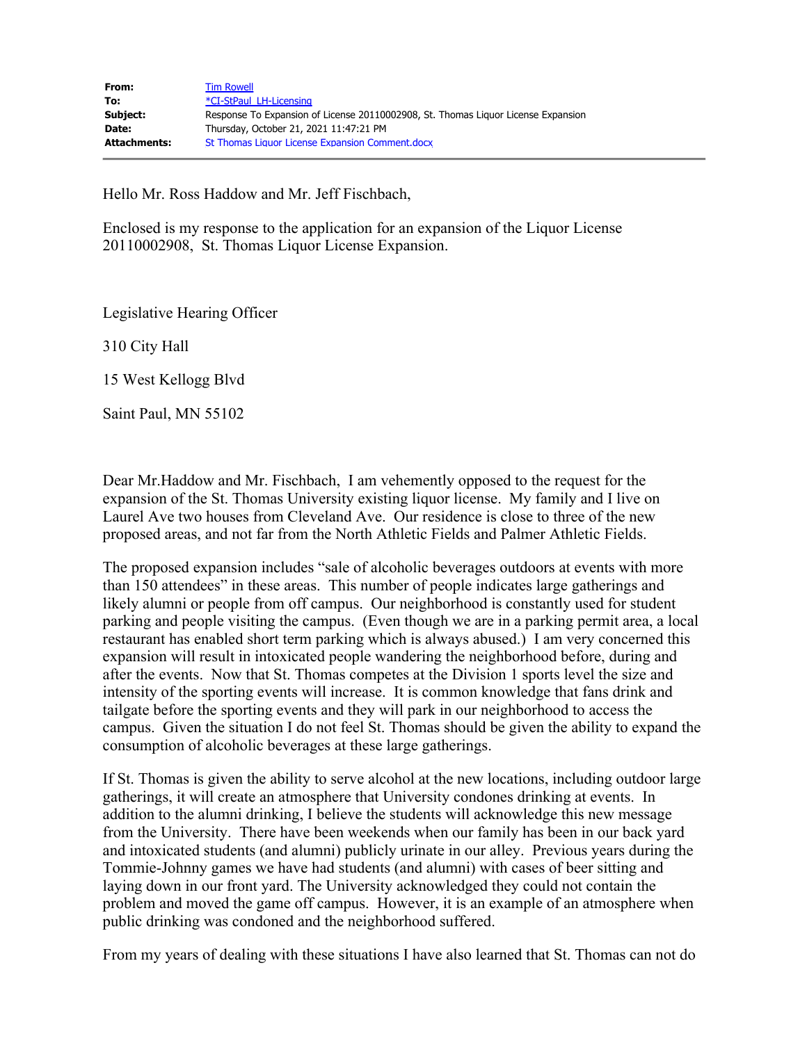| | |
|---|---|
| **From:** | Tim Rowell |
| **To:** | *CI-StPaul_LH-Licensing |
| **Subject:** | Response To Expansion of License 20110002908, St. Thomas Liquor License Expansion |
| **Date:** | Thursday, October 21, 2021 11:47:21 PM |
| **Attachments:** | St Thomas Liquor License Expansion Comment.docx |

Hello Mr. Ross Haddow and Mr. Jeff Fischbach,

Enclosed is my response to the application for an expansion of the Liquor License 20110002908, St. Thomas Liquor License Expansion.

Legislative Hearing Officer

310 City Hall

15 West Kellogg Blvd

Saint Paul, MN 55102

Dear Mr.Haddow and Mr. Fischbach, I am vehemently opposed to the request for the expansion of the St. Thomas University existing liquor license. My family and I live on Laurel Ave two houses from Cleveland Ave. Our residence is close to three of the new proposed areas, and not far from the North Athletic Fields and Palmer Athletic Fields.

The proposed expansion includes "sale of alcoholic beverages outdoors at events with more than 150 attendees" in these areas. This number of people indicates large gatherings and likely alumni or people from off campus. Our neighborhood is constantly used for student parking and people visiting the campus. (Even though we are in a parking permit area, a local restaurant has enabled short term parking which is always abused.) I am very concerned this expansion will result in intoxicated people wandering the neighborhood before, during and after the events. Now that St. Thomas competes at the Division 1 sports level the size and intensity of the sporting events will increase. It is common knowledge that fans drink and tailgate before the sporting events and they will park in our neighborhood to access the campus. Given the situation I do not feel St. Thomas should be given the ability to expand the consumption of alcoholic beverages at these large gatherings.

If St. Thomas is given the ability to serve alcohol at the new locations, including outdoor large gatherings, it will create an atmosphere that University condones drinking at events. In addition to the alumni drinking, I believe the students will acknowledge this new message from the University. There have been weekends when our family has been in our back yard and intoxicated students (and alumni) publicly urinate in our alley. Previous years during the Tommie-Johnny games we have had students (and alumni) with cases of beer sitting and laying down in our front yard. The University acknowledged they could not contain the problem and moved the game off campus. However, it is an example of an atmosphere when public drinking was condoned and the neighborhood suffered.

From my years of dealing with these situations I have also learned that St. Thomas can not do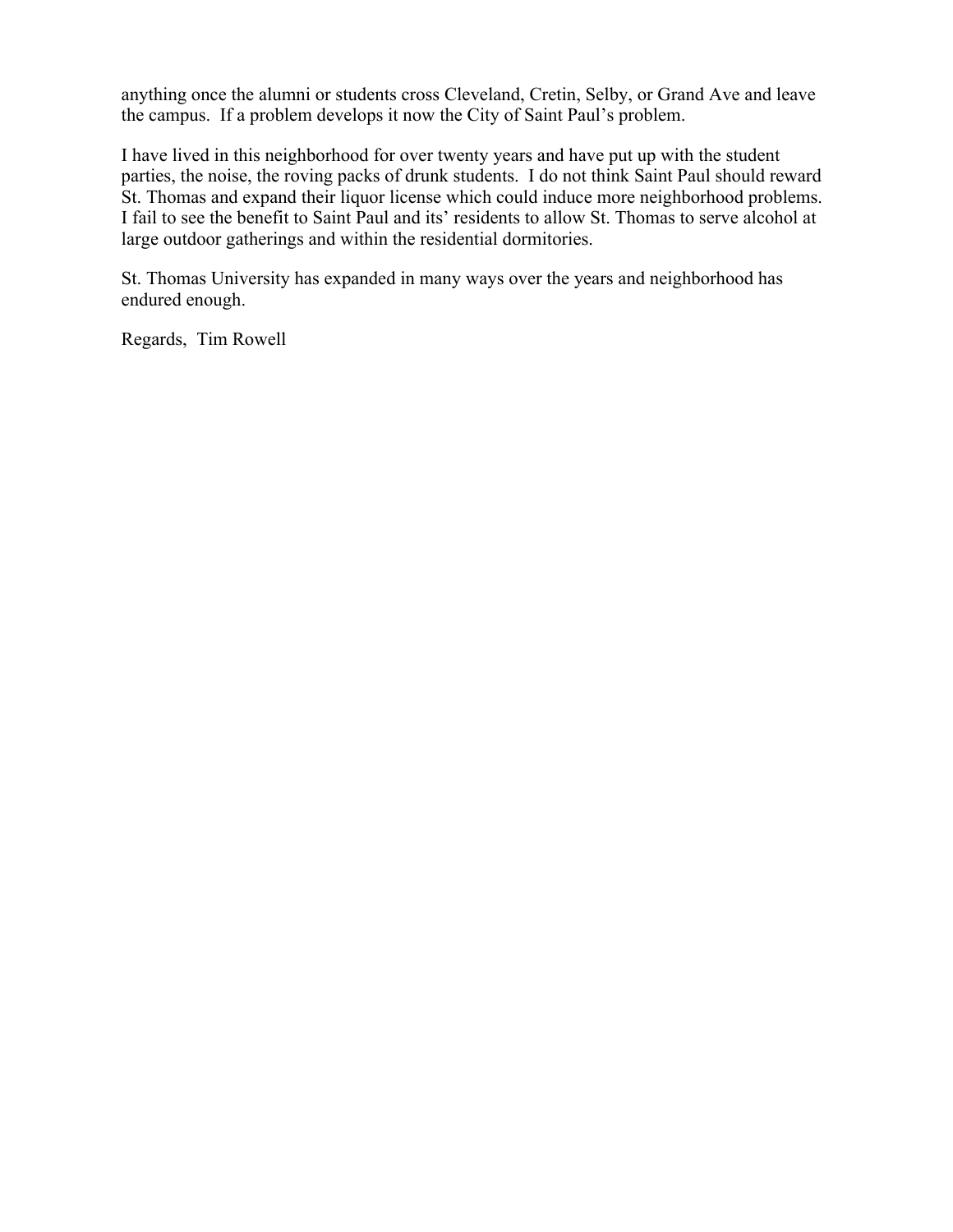anything once the alumni or students cross Cleveland, Cretin, Selby, or Grand Ave and leave the campus. If a problem develops it now the City of Saint Paul's problem.

I have lived in this neighborhood for over twenty years and have put up with the student parties, the noise, the roving packs of drunk students. I do not think Saint Paul should reward St. Thomas and expand their liquor license which could induce more neighborhood problems. I fail to see the benefit to Saint Paul and its' residents to allow St. Thomas to serve alcohol at large outdoor gatherings and within the residential dormitories.

St. Thomas University has expanded in many ways over the years and neighborhood has endured enough.

Regards, Tim Rowell